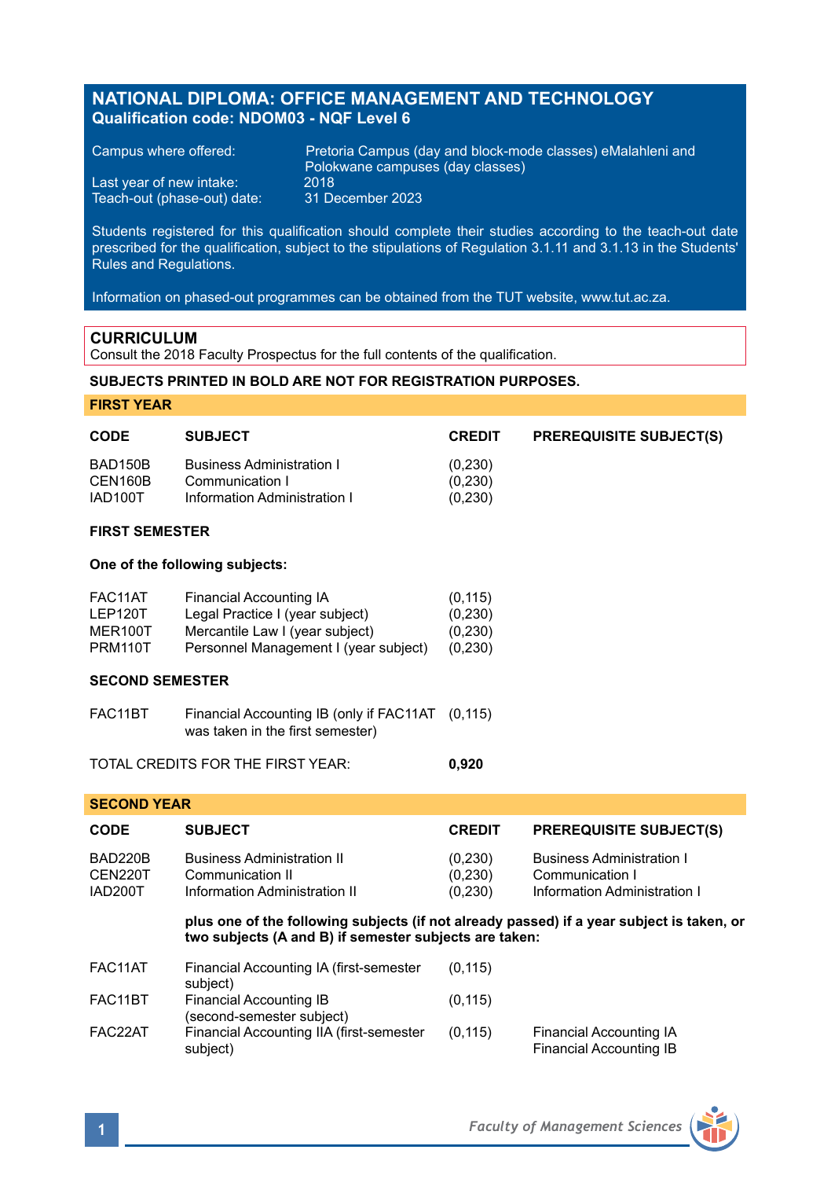# NATIONAL DIPLOMA: OFFICE MANAGEMENT AND TECHNOLOGY
**Qualification code: NDOM03 - NQF Level 6**

Campus where offered: Pretoria Campus (day and block-mode classes) eMalahleni and Polokwane campuses (day classes)
Last year of new intake: 2018
Teach-out (phase-out) date: 31 December 2023

Students registered for this qualification should complete their studies according to the teach-out date prescribed for the qualification, subject to the stipulations of Regulation 3.1.11 and 3.1.13 in the Students' Rules and Regulations.

Information on phased-out programmes can be obtained from the TUT website, www.tut.ac.za.

## CURRICULUM
Consult the 2018 Faculty Prospectus for the full contents of the qualification.

**SUBJECTS PRINTED IN BOLD ARE NOT FOR REGISTRATION PURPOSES.**

### FIRST YEAR

| CODE | SUBJECT | CREDIT | PREREQUISITE SUBJECT(S) |
|---|---|---|---|
| BAD150B | Business Administration I | (0,230) | |
| CEN160B | Communication I | (0,230) | |
| IAD100T | Information Administration I | (0,230) | |

**FIRST SEMESTER**

**One of the following subjects:**

| CODE | SUBJECT | CREDIT | PREREQUISITE SUBJECT(S) |
|---|---|---|---|
| FAC11AT | Financial Accounting IA | (0,115) | |
| LEP120T | Legal Practice I (year subject) | (0,230) | |
| MER100T | Mercantile Law I (year subject) | (0,230) | |
| PRM110T | Personnel Management I (year subject) | (0,230) | |

**SECOND SEMESTER**

| CODE | SUBJECT | CREDIT | PREREQUISITE SUBJECT(S) |
|---|---|---|---|
| FAC11BT | Financial Accounting IB (only if FAC11AT was taken in the first semester) | (0,115) | |

TOTAL CREDITS FOR THE FIRST YEAR: **0,920**

### SECOND YEAR

| CODE | SUBJECT | CREDIT | PREREQUISITE SUBJECT(S) |
|---|---|---|---|
| BAD220B | Business Administration II | (0,230) | Business Administration I |
| CEN220T | Communication II | (0,230) | Communication I |
| IAD200T | Information Administration II | (0,230) | Information Administration I |

**plus one of the following subjects (if not already passed) if a year subject is taken, or two subjects (A and B) if semester subjects are taken:**

| CODE | SUBJECT | CREDIT | PREREQUISITE SUBJECT(S) |
|---|---|---|---|
| FAC11AT | Financial Accounting IA (first-semester subject) | (0,115) | |
| FAC11BT | Financial Accounting IB (second-semester subject) | (0,115) | |
| FAC22AT | Financial Accounting IIA (first-semester subject) | (0,115) | Financial Accounting IA<br>Financial Accounting IB |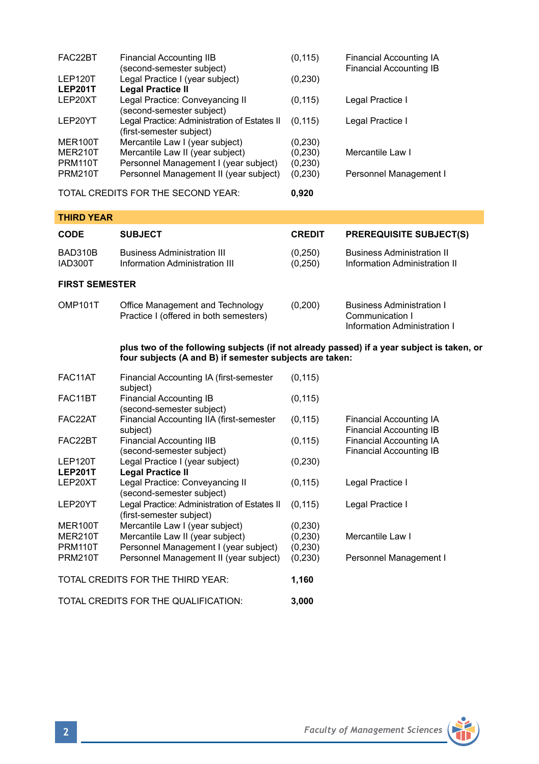| | | | |
|---|---|---|---|
| FAC22BT | Financial Accounting IIB (second-semester subject) | (0,115) | Financial Accounting IA<br>Financial Accounting IB |
| LEP120T | Legal Practice I (year subject) | (0,230) | |
| **LEP201T** | **Legal Practice II** | | |
| LEP20XT | Legal Practice: Conveyancing II (second-semester subject) | (0,115) | Legal Practice I |
| LEP20YT | Legal Practice: Administration of Estates II (first-semester subject) | (0,115) | Legal Practice I |
| MER100T | Mercantile Law I (year subject) | (0,230) | |
| MER210T | Mercantile Law II (year subject) | (0,230) | Mercantile Law I |
| PRM110T | Personnel Management I (year subject) | (0,230) | |
| PRM210T | Personnel Management II (year subject) | (0,230) | Personnel Management I |

TOTAL CREDITS FOR THE SECOND YEAR: **0,920**

## THIRD YEAR

| CODE | SUBJECT | CREDIT | PREREQUISITE SUBJECT(S) |
|---|---|---|---|
| BAD310B | Business Administration III | (0,250) | Business Administration II |
| IAD300T | Information Administration III | (0,250) | Information Administration II |

**FIRST SEMESTER**

| | | | |
|---|---|---|---|
| OMP101T | Office Management and Technology Practice I (offered in both semesters) | (0,200) | Business Administration I<br>Communication I<br>Information Administration I |

**plus two of the following subjects (if not already passed) if a year subject is taken, or four subjects (A and B) if semester subjects are taken:**

| | | | |
|---|---|---|---|
| FAC11AT | Financial Accounting IA (first-semester subject) | (0,115) | |
| FAC11BT | Financial Accounting IB (second-semester subject) | (0,115) | |
| FAC22AT | Financial Accounting IIA (first-semester subject) | (0,115) | Financial Accounting IA<br>Financial Accounting IB |
| FAC22BT | Financial Accounting IIB (second-semester subject) | (0,115) | Financial Accounting IA<br>Financial Accounting IB |
| LEP120T | Legal Practice I (year subject) | (0,230) | |
| **LEP201T** | **Legal Practice II** | | |
| LEP20XT | Legal Practice: Conveyancing II (second-semester subject) | (0,115) | Legal Practice I |
| LEP20YT | Legal Practice: Administration of Estates II (first-semester subject) | (0,115) | Legal Practice I |
| MER100T | Mercantile Law I (year subject) | (0,230) | |
| MER210T | Mercantile Law II (year subject) | (0,230) | Mercantile Law I |
| PRM110T | Personnel Management I (year subject) | (0,230) | |
| PRM210T | Personnel Management II (year subject) | (0,230) | Personnel Management I |

TOTAL CREDITS FOR THE THIRD YEAR: **1,160**

TOTAL CREDITS FOR THE QUALIFICATION: **3,000**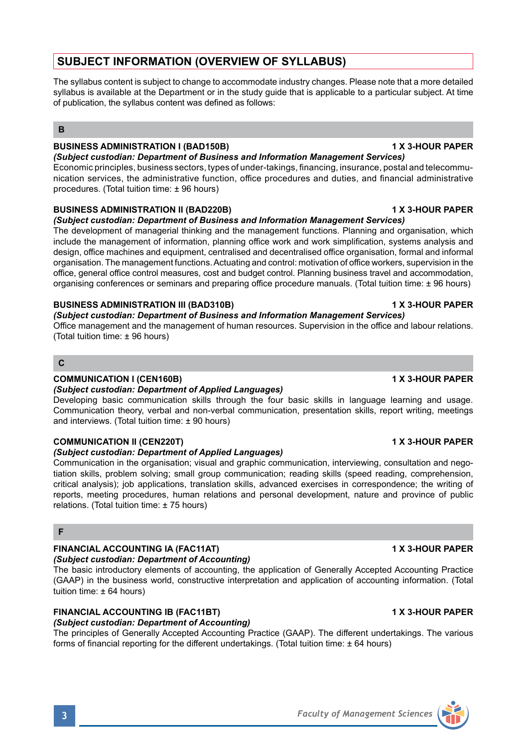## SUBJECT INFORMATION (OVERVIEW OF SYLLABUS)

The syllabus content is subject to change to accommodate industry changes. Please note that a more detailed syllabus is available at the Department or in the study guide that is applicable to a particular subject. At time of publication, the syllabus content was defined as follows:

### B

**BUSINESS ADMINISTRATION I (BAD150B) 1 X 3-HOUR PAPER**

***(Subject custodian: Department of Business and Information Management Services)***

Economic principles, business sectors, types of under-takings, financing, insurance, postal and telecommunication services, the administrative function, office procedures and duties, and financial administrative procedures. (Total tuition time: ± 96 hours)

**BUSINESS ADMINISTRATION II (BAD220B) 1 X 3-HOUR PAPER**

***(Subject custodian: Department of Business and Information Management Services)***

The development of managerial thinking and the management functions. Planning and organisation, which include the management of information, planning office work and work simplification, systems analysis and design, office machines and equipment, centralised and decentralised office organisation, formal and informal organisation. The management functions. Actuating and control: motivation of office workers, supervision in the office, general office control measures, cost and budget control. Planning business travel and accommodation, organising conferences or seminars and preparing office procedure manuals. (Total tuition time: ± 96 hours)

**BUSINESS ADMINISTRATION III (BAD310B) 1 X 3-HOUR PAPER**

***(Subject custodian: Department of Business and Information Management Services)***

Office management and the management of human resources. Supervision in the office and labour relations. (Total tuition time: ± 96 hours)

### C

**COMMUNICATION I (CEN160B) 1 X 3-HOUR PAPER**

***(Subject custodian: Department of Applied Languages)***

Developing basic communication skills through the four basic skills in language learning and usage. Communication theory, verbal and non-verbal communication, presentation skills, report writing, meetings and interviews. (Total tuition time: ± 90 hours)

**COMMUNICATION II (CEN220T) 1 X 3-HOUR PAPER**

***(Subject custodian: Department of Applied Languages)***

Communication in the organisation; visual and graphic communication, interviewing, consultation and negotiation skills, problem solving; small group communication; reading skills (speed reading, comprehension, critical analysis); job applications, translation skills, advanced exercises in correspondence; the writing of reports, meeting procedures, human relations and personal development, nature and province of public relations. (Total tuition time: ± 75 hours)

### F

**FINANCIAL ACCOUNTING IA (FAC11AT) 1 X 3-HOUR PAPER**

***(Subject custodian: Department of Accounting)***

The basic introductory elements of accounting, the application of Generally Accepted Accounting Practice (GAAP) in the business world, constructive interpretation and application of accounting information. (Total tuition time: ± 64 hours)

**FINANCIAL ACCOUNTING IB (FAC11BT) 1 X 3-HOUR PAPER**

***(Subject custodian: Department of Accounting)***

The principles of Generally Accepted Accounting Practice (GAAP). The different undertakings. The various forms of financial reporting for the different undertakings. (Total tuition time: ± 64 hours)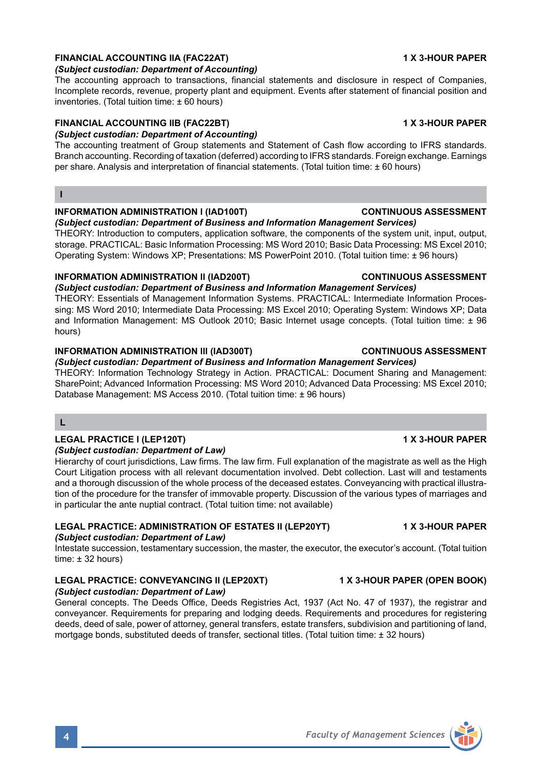### FINANCIAL ACCOUNTING IIA (FAC22AT) — 1 X 3-HOUR PAPER

*(Subject custodian: Department of Accounting)*

The accounting approach to transactions, financial statements and disclosure in respect of Companies, Incomplete records, revenue, property plant and equipment. Events after statement of financial position and inventories. (Total tuition time: ± 60 hours)

### FINANCIAL ACCOUNTING IIB (FAC22BT) — 1 X 3-HOUR PAPER

*(Subject custodian: Department of Accounting)*

The accounting treatment of Group statements and Statement of Cash flow according to IFRS standards. Branch accounting. Recording of taxation (deferred) according to IFRS standards. Foreign exchange. Earnings per share. Analysis and interpretation of financial statements. (Total tuition time: ± 60 hours)

## I

### INFORMATION ADMINISTRATION I (IAD100T) — CONTINUOUS ASSESSMENT

*(Subject custodian: Department of Business and Information Management Services)*

THEORY: Introduction to computers, application software, the components of the system unit, input, output, storage. PRACTICAL: Basic Information Processing: MS Word 2010; Basic Data Processing: MS Excel 2010; Operating System: Windows XP; Presentations: MS PowerPoint 2010. (Total tuition time: ± 96 hours)

### INFORMATION ADMINISTRATION II (IAD200T) — CONTINUOUS ASSESSMENT

*(Subject custodian: Department of Business and Information Management Services)*

THEORY: Essentials of Management Information Systems. PRACTICAL: Intermediate Information Processing: MS Word 2010; Intermediate Data Processing: MS Excel 2010; Operating System: Windows XP; Data and Information Management: MS Outlook 2010; Basic Internet usage concepts. (Total tuition time: ± 96 hours)

### INFORMATION ADMINISTRATION III (IAD300T) — CONTINUOUS ASSESSMENT

*(Subject custodian: Department of Business and Information Management Services)*

THEORY: Information Technology Strategy in Action. PRACTICAL: Document Sharing and Management: SharePoint; Advanced Information Processing: MS Word 2010; Advanced Data Processing: MS Excel 2010; Database Management: MS Access 2010. (Total tuition time: ± 96 hours)

## L

### LEGAL PRACTICE I (LEP120T) — 1 X 3-HOUR PAPER

*(Subject custodian: Department of Law)*

Hierarchy of court jurisdictions, Law firms. The law firm. Full explanation of the magistrate as well as the High Court Litigation process with all relevant documentation involved. Debt collection. Last will and testaments and a thorough discussion of the whole process of the deceased estates. Conveyancing with practical illustration of the procedure for the transfer of immovable property. Discussion of the various types of marriages and in particular the ante nuptial contract. (Total tuition time: not available)

### LEGAL PRACTICE: ADMINISTRATION OF ESTATES II (LEP20YT) — 1 X 3-HOUR PAPER

*(Subject custodian: Department of Law)*

Intestate succession, testamentary succession, the master, the executor, the executor's account. (Total tuition time: ± 32 hours)

### LEGAL PRACTICE: CONVEYANCING II (LEP20XT) — 1 X 3-HOUR PAPER (OPEN BOOK)

*(Subject custodian: Department of Law)*

General concepts. The Deeds Office, Deeds Registries Act, 1937 (Act No. 47 of 1937), the registrar and conveyancer. Requirements for preparing and lodging deeds. Requirements and procedures for registering deeds, deed of sale, power of attorney, general transfers, estate transfers, subdivision and partitioning of land, mortgage bonds, substituted deeds of transfer, sectional titles. (Total tuition time: ± 32 hours)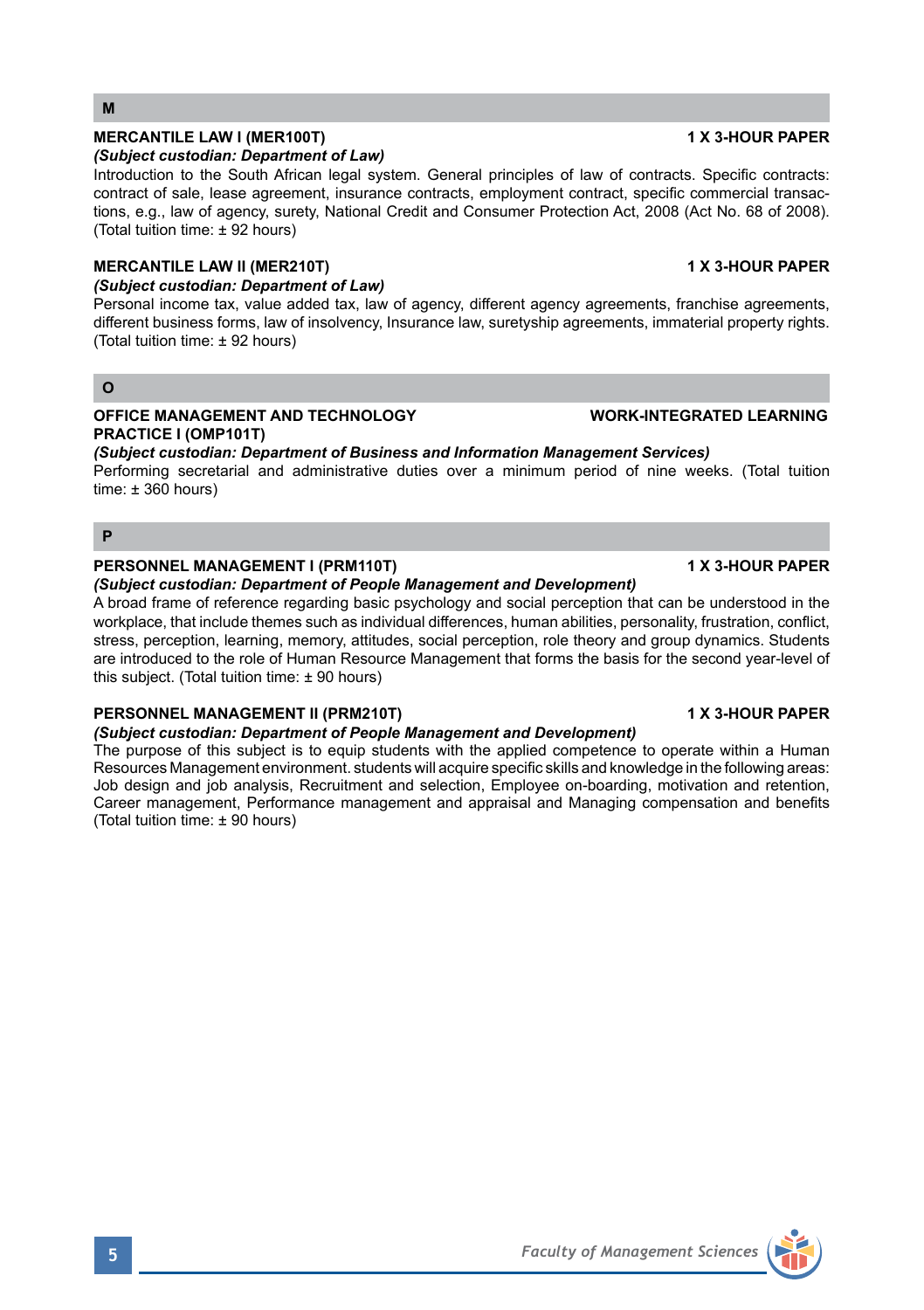## M

**MERCANTILE LAW I (MER100T)** **1 X 3-HOUR PAPER**

***(Subject custodian: Department of Law)***

Introduction to the South African legal system. General principles of law of contracts. Specific contracts: contract of sale, lease agreement, insurance contracts, employment contract, specific commercial transactions, e.g., law of agency, surety, National Credit and Consumer Protection Act, 2008 (Act No. 68 of 2008). (Total tuition time: ± 92 hours)

**MERCANTILE LAW II (MER210T)** **1 X 3-HOUR PAPER**

***(Subject custodian: Department of Law)***

Personal income tax, value added tax, law of agency, different agency agreements, franchise agreements, different business forms, law of insolvency, Insurance law, suretyship agreements, immaterial property rights. (Total tuition time: ± 92 hours)

## O

**OFFICE MANAGEMENT AND TECHNOLOGY PRACTICE I (OMP101T)** **WORK-INTEGRATED LEARNING**

***(Subject custodian: Department of Business and Information Management Services)***

Performing secretarial and administrative duties over a minimum period of nine weeks. (Total tuition time: ± 360 hours)

## P

**PERSONNEL MANAGEMENT I (PRM110T)** **1 X 3-HOUR PAPER**

***(Subject custodian: Department of People Management and Development)***

A broad frame of reference regarding basic psychology and social perception that can be understood in the workplace, that include themes such as individual differences, human abilities, personality, frustration, conflict, stress, perception, learning, memory, attitudes, social perception, role theory and group dynamics. Students are introduced to the role of Human Resource Management that forms the basis for the second year-level of this subject. (Total tuition time: ± 90 hours)

**PERSONNEL MANAGEMENT II (PRM210T)** **1 X 3-HOUR PAPER**

***(Subject custodian: Department of People Management and Development)***

The purpose of this subject is to equip students with the applied competence to operate within a Human Resources Management environment. students will acquire specific skills and knowledge in the following areas: Job design and job analysis, Recruitment and selection, Employee on-boarding, motivation and retention, Career management, Performance management and appraisal and Managing compensation and benefits (Total tuition time: ± 90 hours)